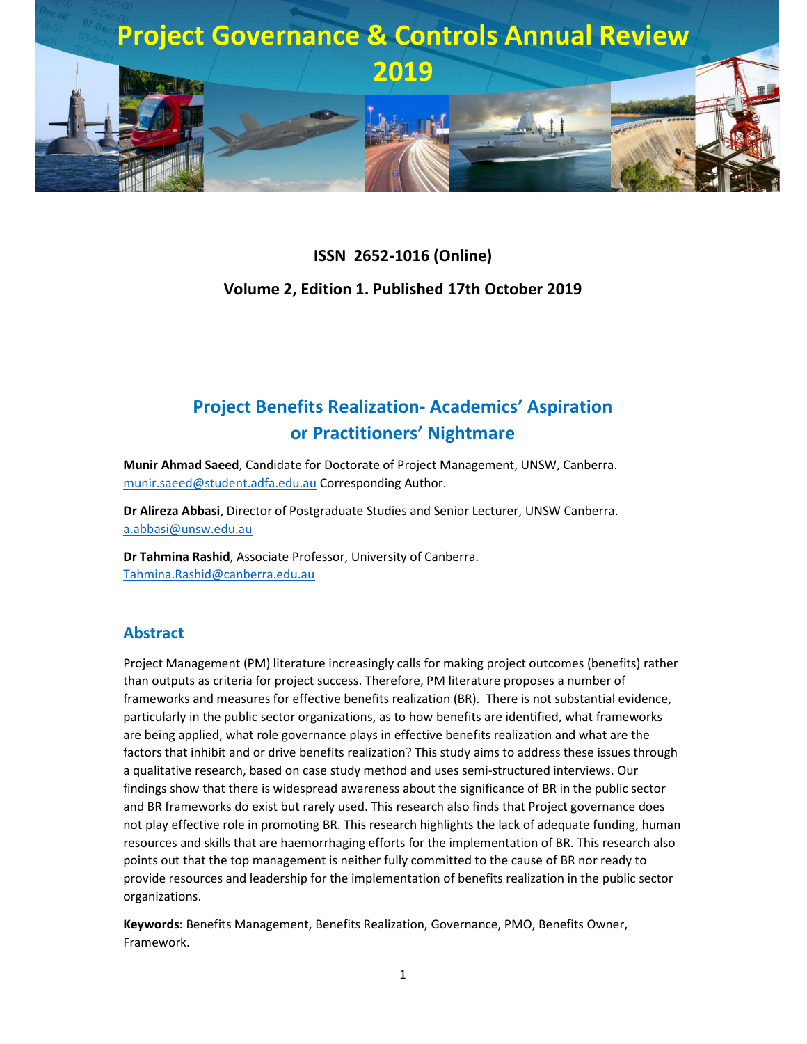# Project Governance & Controls Annual Review 2019

**ISSN 2652-1016 (Online)**

**Volume 2, Edition 1. Published 17th October 2019**

## Project Benefits Realization- Academics' Aspiration or Practitioners' Nightmare

**Munir Ahmad Saeed**, Candidate for Doctorate of Project Management, UNSW, Canberra. munir.saeed@student.adfa.edu.au Corresponding Author.

**Dr Alireza Abbasi**, Director of Postgraduate Studies and Senior Lecturer, UNSW Canberra. a.abbasi@unsw.edu.au

**Dr Tahmina Rashid**, Associate Professor, University of Canberra. Tahmina.Rashid@canberra.edu.au

### Abstract

Project Management (PM) literature increasingly calls for making project outcomes (benefits) rather than outputs as criteria for project success. Therefore, PM literature proposes a number of frameworks and measures for effective benefits realization (BR). There is not substantial evidence, particularly in the public sector organizations, as to how benefits are identified, what frameworks are being applied, what role governance plays in effective benefits realization and what are the factors that inhibit and or drive benefits realization? This study aims to address these issues through a qualitative research, based on case study method and uses semi-structured interviews. Our findings show that there is widespread awareness about the significance of BR in the public sector and BR frameworks do exist but rarely used. This research also finds that Project governance does not play effective role in promoting BR. This research highlights the lack of adequate funding, human resources and skills that are haemorrhaging efforts for the implementation of BR. This research also points out that the top management is neither fully committed to the cause of BR nor ready to provide resources and leadership for the implementation of benefits realization in the public sector organizations.

**Keywords**: Benefits Management, Benefits Realization, Governance, PMO, Benefits Owner, Framework.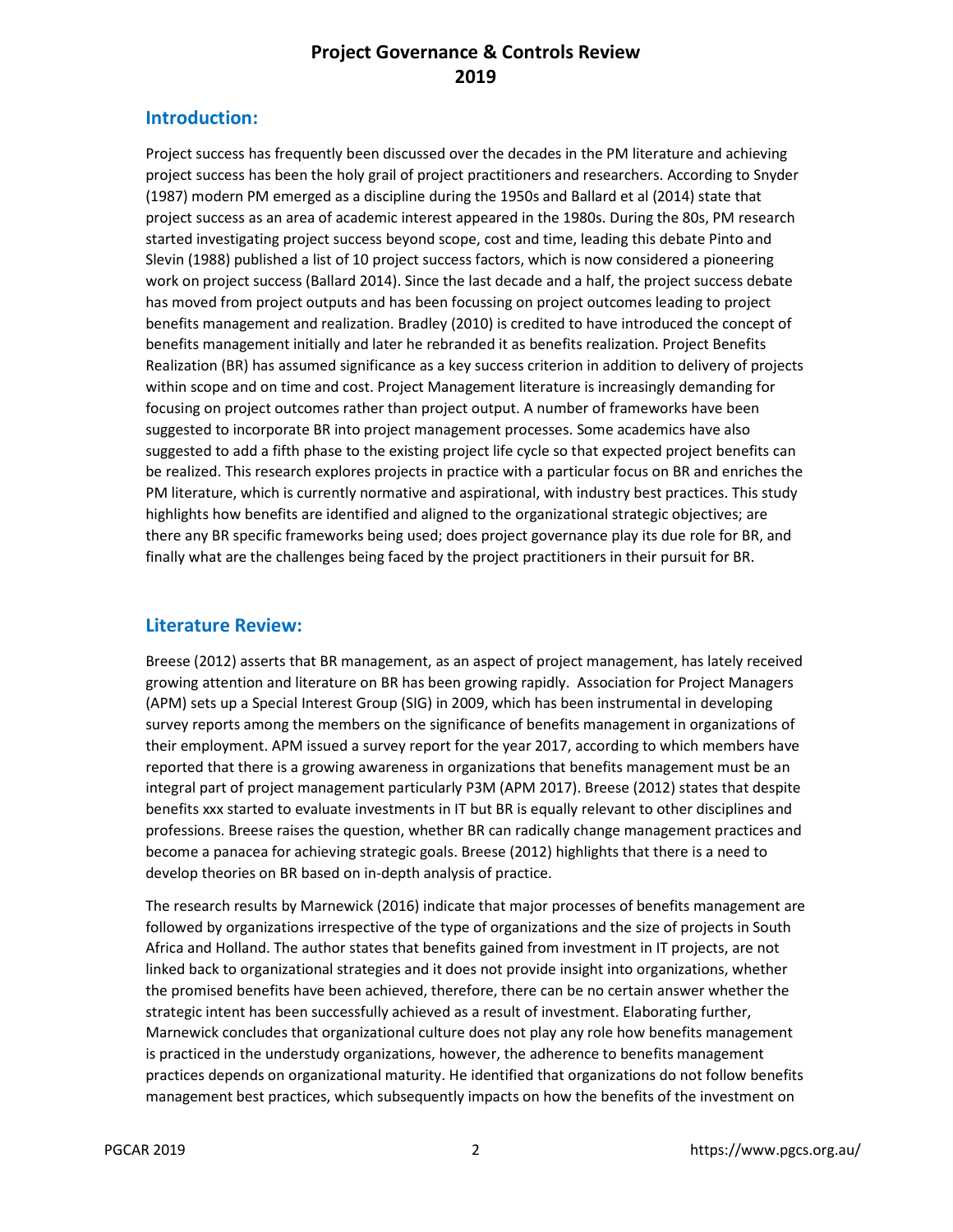## Introduction:

Project success has frequently been discussed over the decades in the PM literature and achieving project success has been the holy grail of project practitioners and researchers. According to Snyder (1987) modern PM emerged as a discipline during the 1950s and Ballard et al (2014) state that project success as an area of academic interest appeared in the 1980s. During the 80s, PM research started investigating project success beyond scope, cost and time, leading this debate Pinto and Slevin (1988) published a list of 10 project success factors, which is now considered a pioneering work on project success (Ballard 2014). Since the last decade and a half, the project success debate has moved from project outputs and has been focussing on project outcomes leading to project benefits management and realization. Bradley (2010) is credited to have introduced the concept of benefits management initially and later he rebranded it as benefits realization. Project Benefits Realization (BR) has assumed significance as a key success criterion in addition to delivery of projects within scope and on time and cost. Project Management literature is increasingly demanding for focusing on project outcomes rather than project output. A number of frameworks have been suggested to incorporate BR into project management processes. Some academics have also suggested to add a fifth phase to the existing project life cycle so that expected project benefits can be realized. This research explores projects in practice with a particular focus on BR and enriches the PM literature, which is currently normative and aspirational, with industry best practices. This study highlights how benefits are identified and aligned to the organizational strategic objectives; are there any BR specific frameworks being used; does project governance play its due role for BR, and finally what are the challenges being faced by the project practitioners in their pursuit for BR.

## Literature Review:

Breese (2012) asserts that BR management, as an aspect of project management, has lately received growing attention and literature on BR has been growing rapidly. Association for Project Managers (APM) sets up a Special Interest Group (SIG) in 2009, which has been instrumental in developing survey reports among the members on the significance of benefits management in organizations of their employment. APM issued a survey report for the year 2017, according to which members have reported that there is a growing awareness in organizations that benefits management must be an integral part of project management particularly P3M (APM 2017). Breese (2012) states that despite benefits xxx started to evaluate investments in IT but BR is equally relevant to other disciplines and professions. Breese raises the question, whether BR can radically change management practices and become a panacea for achieving strategic goals. Breese (2012) highlights that there is a need to develop theories on BR based on in-depth analysis of practice.

The research results by Marnewick (2016) indicate that major processes of benefits management are followed by organizations irrespective of the type of organizations and the size of projects in South Africa and Holland. The author states that benefits gained from investment in IT projects, are not linked back to organizational strategies and it does not provide insight into organizations, whether the promised benefits have been achieved, therefore, there can be no certain answer whether the strategic intent has been successfully achieved as a result of investment. Elaborating further, Marnewick concludes that organizational culture does not play any role how benefits management is practiced in the understudy organizations, however, the adherence to benefits management practices depends on organizational maturity. He identified that organizations do not follow benefits management best practices, which subsequently impacts on how the benefits of the investment on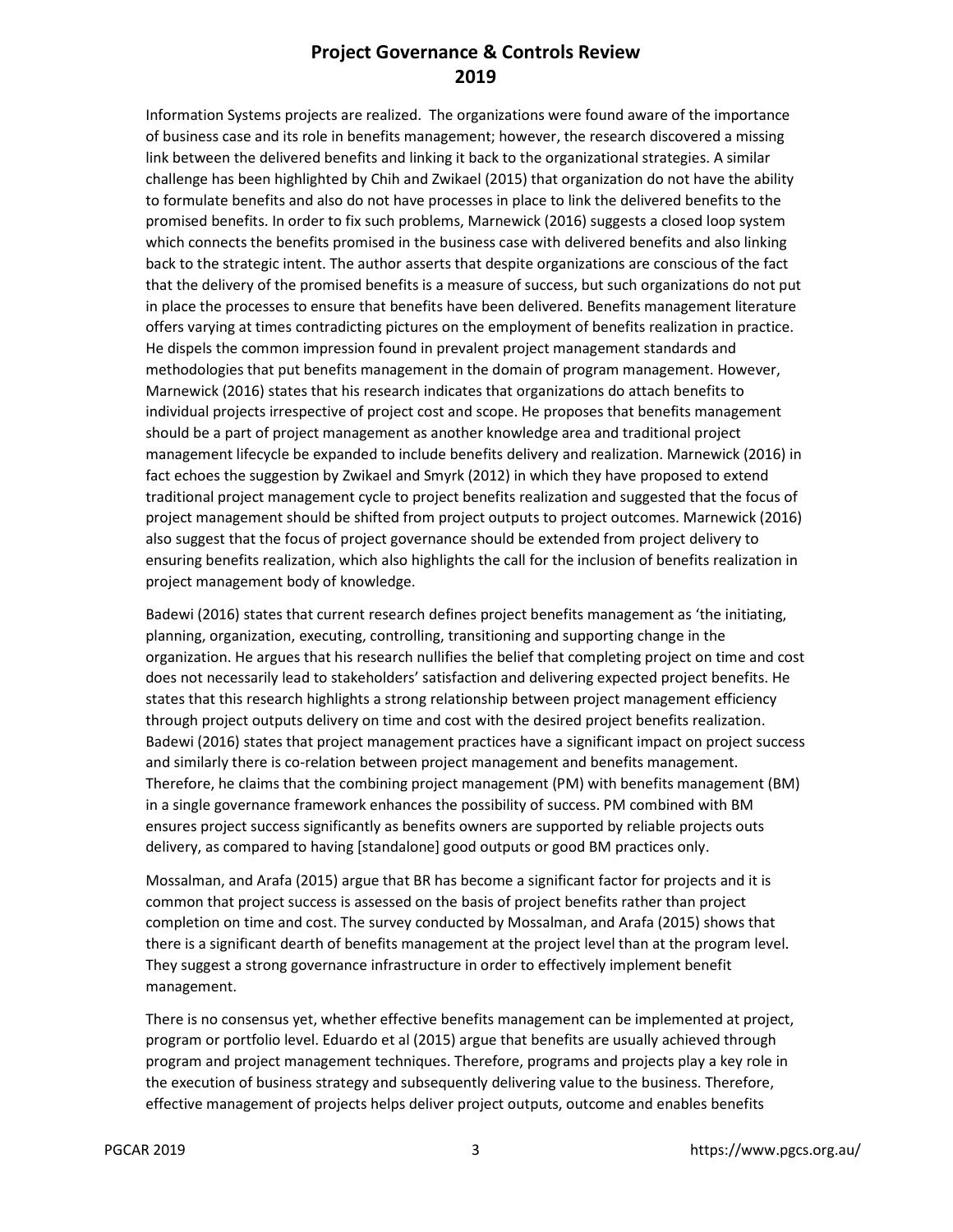Information Systems projects are realized. The organizations were found aware of the importance of business case and its role in benefits management; however, the research discovered a missing link between the delivered benefits and linking it back to the organizational strategies. A similar challenge has been highlighted by Chih and Zwikael (2015) that organization do not have the ability to formulate benefits and also do not have processes in place to link the delivered benefits to the promised benefits. In order to fix such problems, Marnewick (2016) suggests a closed loop system which connects the benefits promised in the business case with delivered benefits and also linking back to the strategic intent. The author asserts that despite organizations are conscious of the fact that the delivery of the promised benefits is a measure of success, but such organizations do not put in place the processes to ensure that benefits have been delivered. Benefits management literature offers varying at times contradicting pictures on the employment of benefits realization in practice. He dispels the common impression found in prevalent project management standards and methodologies that put benefits management in the domain of program management. However, Marnewick (2016) states that his research indicates that organizations do attach benefits to individual projects irrespective of project cost and scope. He proposes that benefits management should be a part of project management as another knowledge area and traditional project management lifecycle be expanded to include benefits delivery and realization. Marnewick (2016) in fact echoes the suggestion by Zwikael and Smyrk (2012) in which they have proposed to extend traditional project management cycle to project benefits realization and suggested that the focus of project management should be shifted from project outputs to project outcomes. Marnewick (2016) also suggest that the focus of project governance should be extended from project delivery to ensuring benefits realization, which also highlights the call for the inclusion of benefits realization in project management body of knowledge.

Badewi (2016) states that current research defines project benefits management as 'the initiating, planning, organization, executing, controlling, transitioning and supporting change in the organization. He argues that his research nullifies the belief that completing project on time and cost does not necessarily lead to stakeholders' satisfaction and delivering expected project benefits. He states that this research highlights a strong relationship between project management efficiency through project outputs delivery on time and cost with the desired project benefits realization. Badewi (2016) states that project management practices have a significant impact on project success and similarly there is co-relation between project management and benefits management. Therefore, he claims that the combining project management (PM) with benefits management (BM) in a single governance framework enhances the possibility of success. PM combined with BM ensures project success significantly as benefits owners are supported by reliable projects outs delivery, as compared to having [standalone] good outputs or good BM practices only.

Mossalman, and Arafa (2015) argue that BR has become a significant factor for projects and it is common that project success is assessed on the basis of project benefits rather than project completion on time and cost. The survey conducted by Mossalman, and Arafa (2015) shows that there is a significant dearth of benefits management at the project level than at the program level. They suggest a strong governance infrastructure in order to effectively implement benefit management.

There is no consensus yet, whether effective benefits management can be implemented at project, program or portfolio level. Eduardo et al (2015) argue that benefits are usually achieved through program and project management techniques. Therefore, programs and projects play a key role in the execution of business strategy and subsequently delivering value to the business. Therefore, effective management of projects helps deliver project outputs, outcome and enables benefits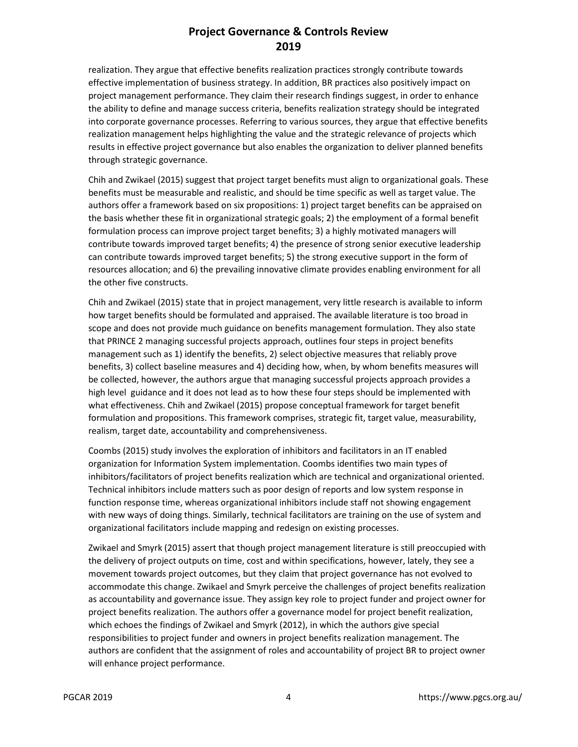realization. They argue that effective benefits realization practices strongly contribute towards effective implementation of business strategy. In addition, BR practices also positively impact on project management performance. They claim their research findings suggest, in order to enhance the ability to define and manage success criteria, benefits realization strategy should be integrated into corporate governance processes. Referring to various sources, they argue that effective benefits realization management helps highlighting the value and the strategic relevance of projects which results in effective project governance but also enables the organization to deliver planned benefits through strategic governance.

Chih and Zwikael (2015) suggest that project target benefits must align to organizational goals. These benefits must be measurable and realistic, and should be time specific as well as target value. The authors offer a framework based on six propositions: 1) project target benefits can be appraised on the basis whether these fit in organizational strategic goals; 2) the employment of a formal benefit formulation process can improve project target benefits; 3) a highly motivated managers will contribute towards improved target benefits; 4) the presence of strong senior executive leadership can contribute towards improved target benefits; 5) the strong executive support in the form of resources allocation; and 6) the prevailing innovative climate provides enabling environment for all the other five constructs.

Chih and Zwikael (2015) state that in project management, very little research is available to inform how target benefits should be formulated and appraised. The available literature is too broad in scope and does not provide much guidance on benefits management formulation. They also state that PRINCE 2 managing successful projects approach, outlines four steps in project benefits management such as 1) identify the benefits, 2) select objective measures that reliably prove benefits, 3) collect baseline measures and 4) deciding how, when, by whom benefits measures will be collected, however, the authors argue that managing successful projects approach provides a high level guidance and it does not lead as to how these four steps should be implemented with what effectiveness. Chih and Zwikael (2015) propose conceptual framework for target benefit formulation and propositions. This framework comprises, strategic fit, target value, measurability, realism, target date, accountability and comprehensiveness.

Coombs (2015) study involves the exploration of inhibitors and facilitators in an IT enabled organization for Information System implementation. Coombs identifies two main types of inhibitors/facilitators of project benefits realization which are technical and organizational oriented. Technical inhibitors include matters such as poor design of reports and low system response in function response time, whereas organizational inhibitors include staff not showing engagement with new ways of doing things. Similarly, technical facilitators are training on the use of system and organizational facilitators include mapping and redesign on existing processes.

Zwikael and Smyrk (2015) assert that though project management literature is still preoccupied with the delivery of project outputs on time, cost and within specifications, however, lately, they see a movement towards project outcomes, but they claim that project governance has not evolved to accommodate this change. Zwikael and Smyrk perceive the challenges of project benefits realization as accountability and governance issue. They assign key role to project funder and project owner for project benefits realization. The authors offer a governance model for project benefit realization, which echoes the findings of Zwikael and Smyrk (2012), in which the authors give special responsibilities to project funder and owners in project benefits realization management. The authors are confident that the assignment of roles and accountability of project BR to project owner will enhance project performance.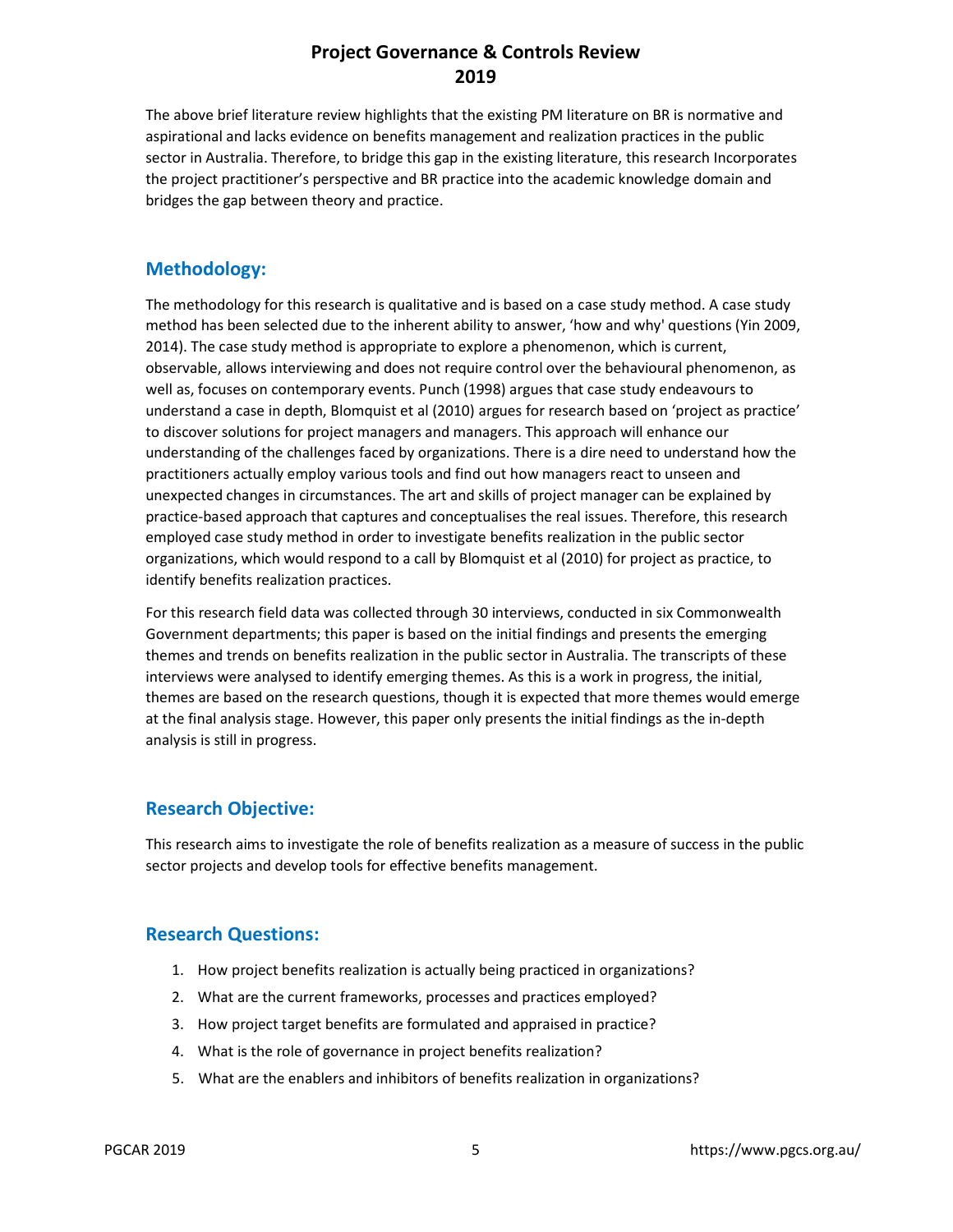The above brief literature review highlights that the existing PM literature on BR is normative and aspirational and lacks evidence on benefits management and realization practices in the public sector in Australia. Therefore, to bridge this gap in the existing literature, this research Incorporates the project practitioner's perspective and BR practice into the academic knowledge domain and bridges the gap between theory and practice.

## Methodology:

The methodology for this research is qualitative and is based on a case study method. A case study method has been selected due to the inherent ability to answer, 'how and why' questions (Yin 2009, 2014). The case study method is appropriate to explore a phenomenon, which is current, observable, allows interviewing and does not require control over the behavioural phenomenon, as well as, focuses on contemporary events. Punch (1998) argues that case study endeavours to understand a case in depth, Blomquist et al (2010) argues for research based on 'project as practice' to discover solutions for project managers and managers. This approach will enhance our understanding of the challenges faced by organizations. There is a dire need to understand how the practitioners actually employ various tools and find out how managers react to unseen and unexpected changes in circumstances. The art and skills of project manager can be explained by practice-based approach that captures and conceptualises the real issues. Therefore, this research employed case study method in order to investigate benefits realization in the public sector organizations, which would respond to a call by Blomquist et al (2010) for project as practice, to identify benefits realization practices.

For this research field data was collected through 30 interviews, conducted in six Commonwealth Government departments; this paper is based on the initial findings and presents the emerging themes and trends on benefits realization in the public sector in Australia. The transcripts of these interviews were analysed to identify emerging themes. As this is a work in progress, the initial, themes are based on the research questions, though it is expected that more themes would emerge at the final analysis stage. However, this paper only presents the initial findings as the in-depth analysis is still in progress.

## Research Objective:

This research aims to investigate the role of benefits realization as a measure of success in the public sector projects and develop tools for effective benefits management.

## Research Questions:

1. How project benefits realization is actually being practiced in organizations?
2. What are the current frameworks, processes and practices employed?
3. How project target benefits are formulated and appraised in practice?
4. What is the role of governance in project benefits realization?
5. What are the enablers and inhibitors of benefits realization in organizations?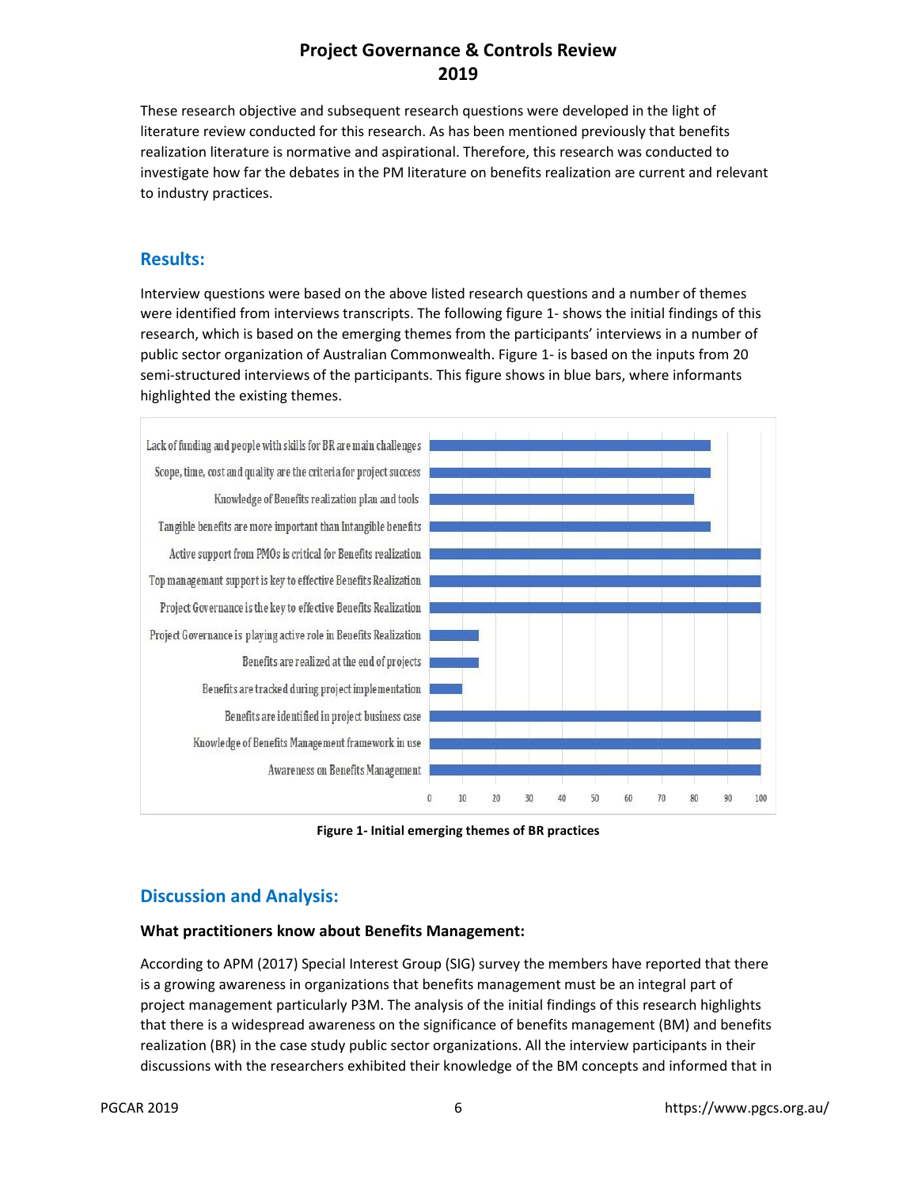These research objective and subsequent research questions were developed in the light of literature review conducted for this research. As has been mentioned previously that benefits realization literature is normative and aspirational. Therefore, this research was conducted to investigate how far the debates in the PM literature on benefits realization are current and relevant to industry practices.

## Results:

Interview questions were based on the above listed research questions and a number of themes were identified from interviews transcripts. The following figure 1- shows the initial findings of this research, which is based on the emerging themes from the participants' interviews in a number of public sector organization of Australian Commonwealth. Figure 1- is based on the inputs from 20 semi-structured interviews of the participants. This figure shows in blue bars, where informants highlighted the existing themes.

| Theme | Value |
|---|---|
| Lack of funding and people with skills for BR are main challenges | 85 |
| Scope, time, cost and quality are the criteria for project success | 85 |
| Knowledge of Benefits realization plan and tools | 80 |
| Tangible benefits are more important than Intangible benefits | 85 |
| Active support from PMOs is critical for Benefits realization | 100 |
| Top management support is key to effective Benefits Realization | 100 |
| Project Governance is the key to effective Benefits Realization | 100 |
| Project Governance is playing active role in Benefits Realization | 15 |
| Benefits are realized at the end of projects | 15 |
| Benefits are tracked during project implementation | 10 |
| Benefits are identified in project business case | 100 |
| Knowledge of Benefits Management framework in use | 100 |
| Awareness on Benefits Management | 100 |

**Figure 1- Initial emerging themes of BR practices**

## Discussion and Analysis:

### What practitioners know about Benefits Management:

According to APM (2017) Special Interest Group (SIG) survey the members have reported that there is a growing awareness in organizations that benefits management must be an integral part of project management particularly P3M. The analysis of the initial findings of this research highlights that there is a widespread awareness on the significance of benefits management (BM) and benefits realization (BR) in the case study public sector organizations. All the interview participants in their discussions with the researchers exhibited their knowledge of the BM concepts and informed that in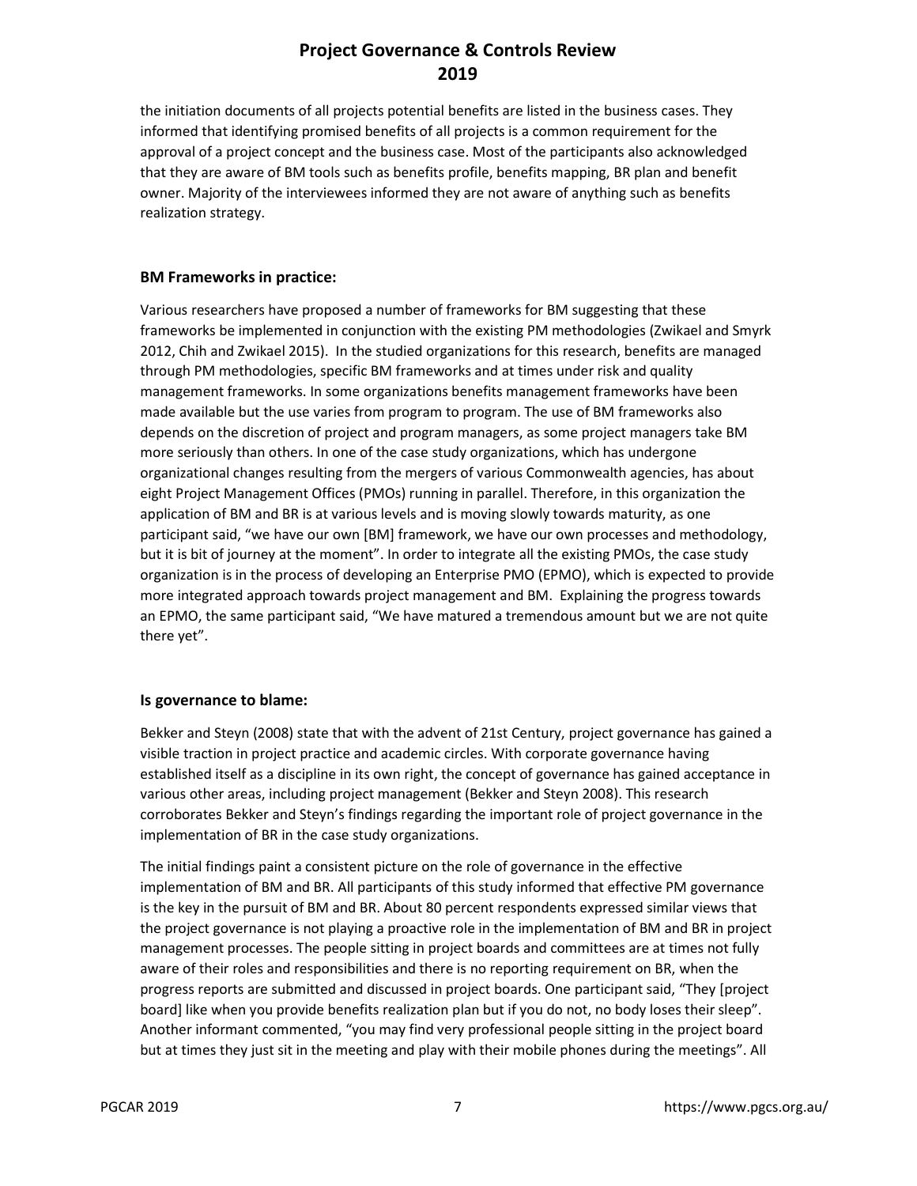the initiation documents of all projects potential benefits are listed in the business cases. They informed that identifying promised benefits of all projects is a common requirement for the approval of a project concept and the business case. Most of the participants also acknowledged that they are aware of BM tools such as benefits profile, benefits mapping, BR plan and benefit owner. Majority of the interviewees informed they are not aware of anything such as benefits realization strategy.

### BM Frameworks in practice:

Various researchers have proposed a number of frameworks for BM suggesting that these frameworks be implemented in conjunction with the existing PM methodologies (Zwikael and Smyrk 2012, Chih and Zwikael 2015). In the studied organizations for this research, benefits are managed through PM methodologies, specific BM frameworks and at times under risk and quality management frameworks. In some organizations benefits management frameworks have been made available but the use varies from program to program. The use of BM frameworks also depends on the discretion of project and program managers, as some project managers take BM more seriously than others. In one of the case study organizations, which has undergone organizational changes resulting from the mergers of various Commonwealth agencies, has about eight Project Management Offices (PMOs) running in parallel. Therefore, in this organization the application of BM and BR is at various levels and is moving slowly towards maturity, as one participant said, "we have our own [BM] framework, we have our own processes and methodology, but it is bit of journey at the moment". In order to integrate all the existing PMOs, the case study organization is in the process of developing an Enterprise PMO (EPMO), which is expected to provide more integrated approach towards project management and BM. Explaining the progress towards an EPMO, the same participant said, "We have matured a tremendous amount but we are not quite there yet".

### Is governance to blame:

Bekker and Steyn (2008) state that with the advent of 21st Century, project governance has gained a visible traction in project practice and academic circles. With corporate governance having established itself as a discipline in its own right, the concept of governance has gained acceptance in various other areas, including project management (Bekker and Steyn 2008). This research corroborates Bekker and Steyn's findings regarding the important role of project governance in the implementation of BR in the case study organizations.

The initial findings paint a consistent picture on the role of governance in the effective implementation of BM and BR. All participants of this study informed that effective PM governance is the key in the pursuit of BM and BR. About 80 percent respondents expressed similar views that the project governance is not playing a proactive role in the implementation of BM and BR in project management processes. The people sitting in project boards and committees are at times not fully aware of their roles and responsibilities and there is no reporting requirement on BR, when the progress reports are submitted and discussed in project boards. One participant said, "They [project board] like when you provide benefits realization plan but if you do not, no body loses their sleep". Another informant commented, "you may find very professional people sitting in the project board but at times they just sit in the meeting and play with their mobile phones during the meetings". All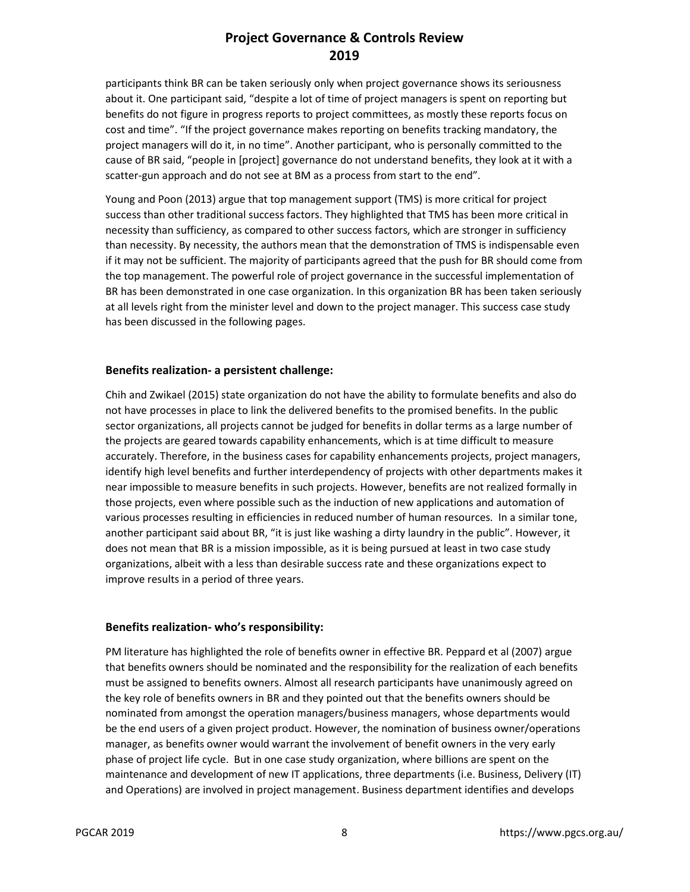participants think BR can be taken seriously only when project governance shows its seriousness about it. One participant said, "despite a lot of time of project managers is spent on reporting but benefits do not figure in progress reports to project committees, as mostly these reports focus on cost and time". "If the project governance makes reporting on benefits tracking mandatory, the project managers will do it, in no time". Another participant, who is personally committed to the cause of BR said, "people in [project] governance do not understand benefits, they look at it with a scatter-gun approach and do not see at BM as a process from start to the end".

Young and Poon (2013) argue that top management support (TMS) is more critical for project success than other traditional success factors. They highlighted that TMS has been more critical in necessity than sufficiency, as compared to other success factors, which are stronger in sufficiency than necessity. By necessity, the authors mean that the demonstration of TMS is indispensable even if it may not be sufficient. The majority of participants agreed that the push for BR should come from the top management. The powerful role of project governance in the successful implementation of BR has been demonstrated in one case organization. In this organization BR has been taken seriously at all levels right from the minister level and down to the project manager. This success case study has been discussed in the following pages.

### Benefits realization- a persistent challenge:

Chih and Zwikael (2015) state organization do not have the ability to formulate benefits and also do not have processes in place to link the delivered benefits to the promised benefits. In the public sector organizations, all projects cannot be judged for benefits in dollar terms as a large number of the projects are geared towards capability enhancements, which is at time difficult to measure accurately. Therefore, in the business cases for capability enhancements projects, project managers, identify high level benefits and further interdependency of projects with other departments makes it near impossible to measure benefits in such projects. However, benefits are not realized formally in those projects, even where possible such as the induction of new applications and automation of various processes resulting in efficiencies in reduced number of human resources. In a similar tone, another participant said about BR, "it is just like washing a dirty laundry in the public". However, it does not mean that BR is a mission impossible, as it is being pursued at least in two case study organizations, albeit with a less than desirable success rate and these organizations expect to improve results in a period of three years.

### Benefits realization- who's responsibility:

PM literature has highlighted the role of benefits owner in effective BR. Peppard et al (2007) argue that benefits owners should be nominated and the responsibility for the realization of each benefits must be assigned to benefits owners. Almost all research participants have unanimously agreed on the key role of benefits owners in BR and they pointed out that the benefits owners should be nominated from amongst the operation managers/business managers, whose departments would be the end users of a given project product. However, the nomination of business owner/operations manager, as benefits owner would warrant the involvement of benefit owners in the very early phase of project life cycle. But in one case study organization, where billions are spent on the maintenance and development of new IT applications, three departments (i.e. Business, Delivery (IT) and Operations) are involved in project management. Business department identifies and develops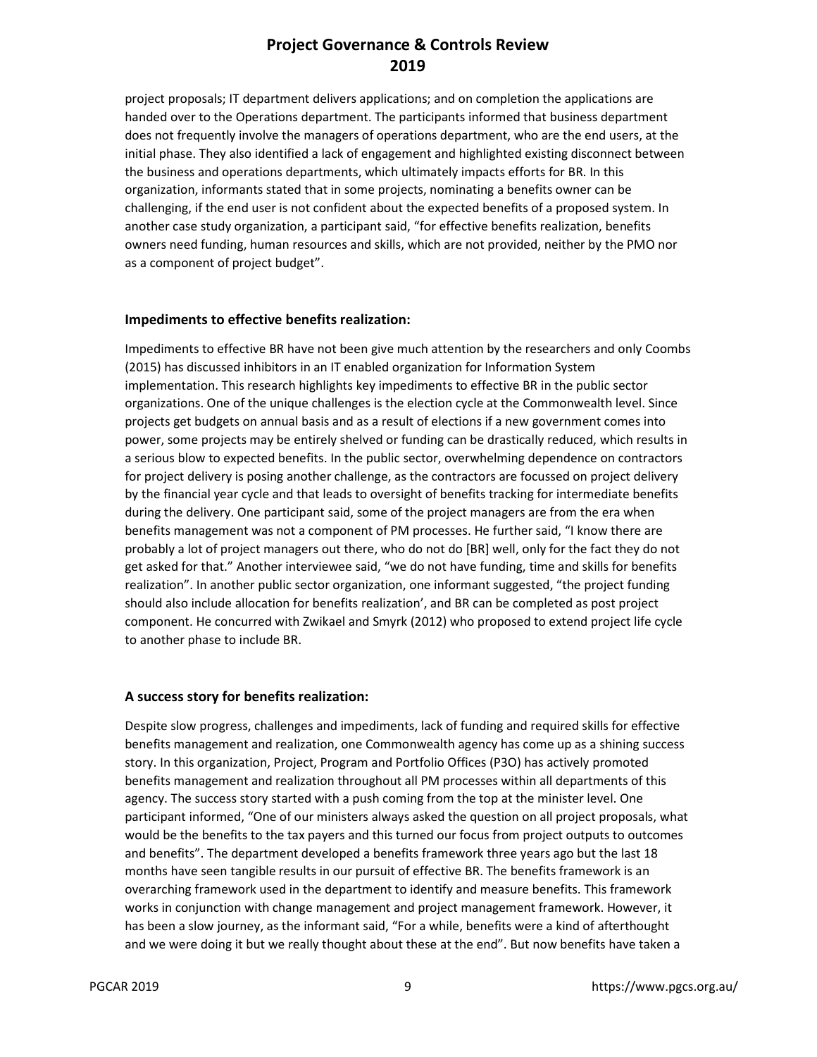project proposals; IT department delivers applications; and on completion the applications are handed over to the Operations department. The participants informed that business department does not frequently involve the managers of operations department, who are the end users, at the initial phase. They also identified a lack of engagement and highlighted existing disconnect between the business and operations departments, which ultimately impacts efforts for BR. In this organization, informants stated that in some projects, nominating a benefits owner can be challenging, if the end user is not confident about the expected benefits of a proposed system. In another case study organization, a participant said, "for effective benefits realization, benefits owners need funding, human resources and skills, which are not provided, neither by the PMO nor as a component of project budget".

### Impediments to effective benefits realization:

Impediments to effective BR have not been give much attention by the researchers and only Coombs (2015) has discussed inhibitors in an IT enabled organization for Information System implementation. This research highlights key impediments to effective BR in the public sector organizations. One of the unique challenges is the election cycle at the Commonwealth level. Since projects get budgets on annual basis and as a result of elections if a new government comes into power, some projects may be entirely shelved or funding can be drastically reduced, which results in a serious blow to expected benefits. In the public sector, overwhelming dependence on contractors for project delivery is posing another challenge, as the contractors are focussed on project delivery by the financial year cycle and that leads to oversight of benefits tracking for intermediate benefits during the delivery. One participant said, some of the project managers are from the era when benefits management was not a component of PM processes. He further said, "I know there are probably a lot of project managers out there, who do not do [BR] well, only for the fact they do not get asked for that." Another interviewee said, "we do not have funding, time and skills for benefits realization". In another public sector organization, one informant suggested, "the project funding should also include allocation for benefits realization', and BR can be completed as post project component. He concurred with Zwikael and Smyrk (2012) who proposed to extend project life cycle to another phase to include BR.

### A success story for benefits realization:

Despite slow progress, challenges and impediments, lack of funding and required skills for effective benefits management and realization, one Commonwealth agency has come up as a shining success story. In this organization, Project, Program and Portfolio Offices (P3O) has actively promoted benefits management and realization throughout all PM processes within all departments of this agency. The success story started with a push coming from the top at the minister level. One participant informed, "One of our ministers always asked the question on all project proposals, what would be the benefits to the tax payers and this turned our focus from project outputs to outcomes and benefits". The department developed a benefits framework three years ago but the last 18 months have seen tangible results in our pursuit of effective BR. The benefits framework is an overarching framework used in the department to identify and measure benefits. This framework works in conjunction with change management and project management framework. However, it has been a slow journey, as the informant said, "For a while, benefits were a kind of afterthought and we were doing it but we really thought about these at the end". But now benefits have taken a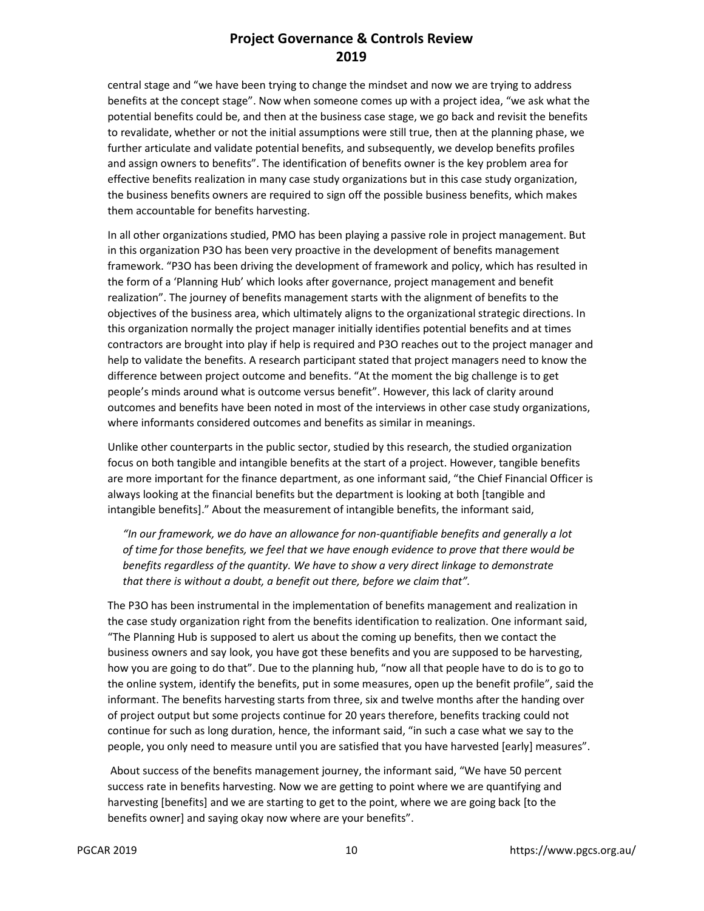central stage and "we have been trying to change the mindset and now we are trying to address benefits at the concept stage". Now when someone comes up with a project idea, "we ask what the potential benefits could be, and then at the business case stage, we go back and revisit the benefits to revalidate, whether or not the initial assumptions were still true, then at the planning phase, we further articulate and validate potential benefits, and subsequently, we develop benefits profiles and assign owners to benefits". The identification of benefits owner is the key problem area for effective benefits realization in many case study organizations but in this case study organization, the business benefits owners are required to sign off the possible business benefits, which makes them accountable for benefits harvesting.

In all other organizations studied, PMO has been playing a passive role in project management. But in this organization P3O has been very proactive in the development of benefits management framework. "P3O has been driving the development of framework and policy, which has resulted in the form of a 'Planning Hub' which looks after governance, project management and benefit realization". The journey of benefits management starts with the alignment of benefits to the objectives of the business area, which ultimately aligns to the organizational strategic directions. In this organization normally the project manager initially identifies potential benefits and at times contractors are brought into play if help is required and P3O reaches out to the project manager and help to validate the benefits. A research participant stated that project managers need to know the difference between project outcome and benefits. "At the moment the big challenge is to get people's minds around what is outcome versus benefit". However, this lack of clarity around outcomes and benefits have been noted in most of the interviews in other case study organizations, where informants considered outcomes and benefits as similar in meanings.

Unlike other counterparts in the public sector, studied by this research, the studied organization focus on both tangible and intangible benefits at the start of a project. However, tangible benefits are more important for the finance department, as one informant said, "the Chief Financial Officer is always looking at the financial benefits but the department is looking at both [tangible and intangible benefits]." About the measurement of intangible benefits, the informant said,

> *"In our framework, we do have an allowance for non-quantifiable benefits and generally a lot of time for those benefits, we feel that we have enough evidence to prove that there would be benefits regardless of the quantity. We have to show a very direct linkage to demonstrate that there is without a doubt, a benefit out there, before we claim that".*

The P3O has been instrumental in the implementation of benefits management and realization in the case study organization right from the benefits identification to realization. One informant said, "The Planning Hub is supposed to alert us about the coming up benefits, then we contact the business owners and say look, you have got these benefits and you are supposed to be harvesting, how you are going to do that". Due to the planning hub, "now all that people have to do is to go to the online system, identify the benefits, put in some measures, open up the benefit profile", said the informant. The benefits harvesting starts from three, six and twelve months after the handing over of project output but some projects continue for 20 years therefore, benefits tracking could not continue for such as long duration, hence, the informant said, "in such a case what we say to the people, you only need to measure until you are satisfied that you have harvested [early] measures".

About success of the benefits management journey, the informant said, "We have 50 percent success rate in benefits harvesting. Now we are getting to point where we are quantifying and harvesting [benefits] and we are starting to get to the point, where we are going back [to the benefits owner] and saying okay now where are your benefits".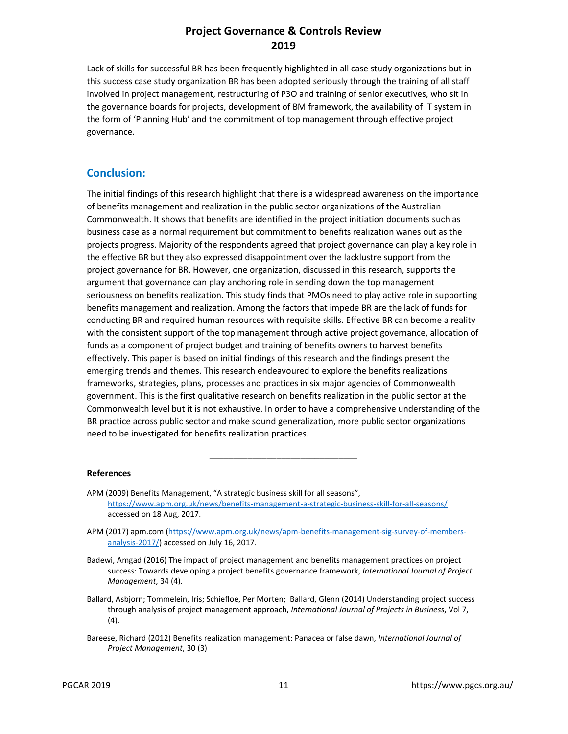Lack of skills for successful BR has been frequently highlighted in all case study organizations but in this success case study organization BR has been adopted seriously through the training of all staff involved in project management, restructuring of P3O and training of senior executives, who sit in the governance boards for projects, development of BM framework, the availability of IT system in the form of 'Planning Hub' and the commitment of top management through effective project governance.

## Conclusion:

The initial findings of this research highlight that there is a widespread awareness on the importance of benefits management and realization in the public sector organizations of the Australian Commonwealth. It shows that benefits are identified in the project initiation documents such as business case as a normal requirement but commitment to benefits realization wanes out as the projects progress. Majority of the respondents agreed that project governance can play a key role in the effective BR but they also expressed disappointment over the lacklustre support from the project governance for BR. However, one organization, discussed in this research, supports the argument that governance can play anchoring role in sending down the top management seriousness on benefits realization. This study finds that PMOs need to play active role in supporting benefits management and realization. Among the factors that impede BR are the lack of funds for conducting BR and required human resources with requisite skills. Effective BR can become a reality with the consistent support of the top management through active project governance, allocation of funds as a component of project budget and training of benefits owners to harvest benefits effectively. This paper is based on initial findings of this research and the findings present the emerging trends and themes. This research endeavoured to explore the benefits realizations frameworks, strategies, plans, processes and practices in six major agencies of Commonwealth government. This is the first qualitative research on benefits realization in the public sector at the Commonwealth level but it is not exhaustive. In order to have a comprehensive understanding of the BR practice across public sector and make sound generalization, more public sector organizations need to be investigated for benefits realization practices.

---

**References**

APM (2009) Benefits Management, "A strategic business skill for all seasons", https://www.apm.org.uk/news/benefits-management-a-strategic-business-skill-for-all-seasons/ accessed on 18 Aug, 2017.

APM (2017) apm.com (https://www.apm.org.uk/news/apm-benefits-management-sig-survey-of-members-analysis-2017/) accessed on July 16, 2017.

Badewi, Amgad (2016) The impact of project management and benefits management practices on project success: Towards developing a project benefits governance framework, *International Journal of Project Management*, 34 (4).

Ballard, Asbjorn; Tommelein, Iris; Schiefloe, Per Morten; Ballard, Glenn (2014) Understanding project success through analysis of project management approach, *International Journal of Projects in Business*, Vol 7, (4).

Bareese, Richard (2012) Benefits realization management: Panacea or false dawn, *International Journal of Project Management*, 30 (3)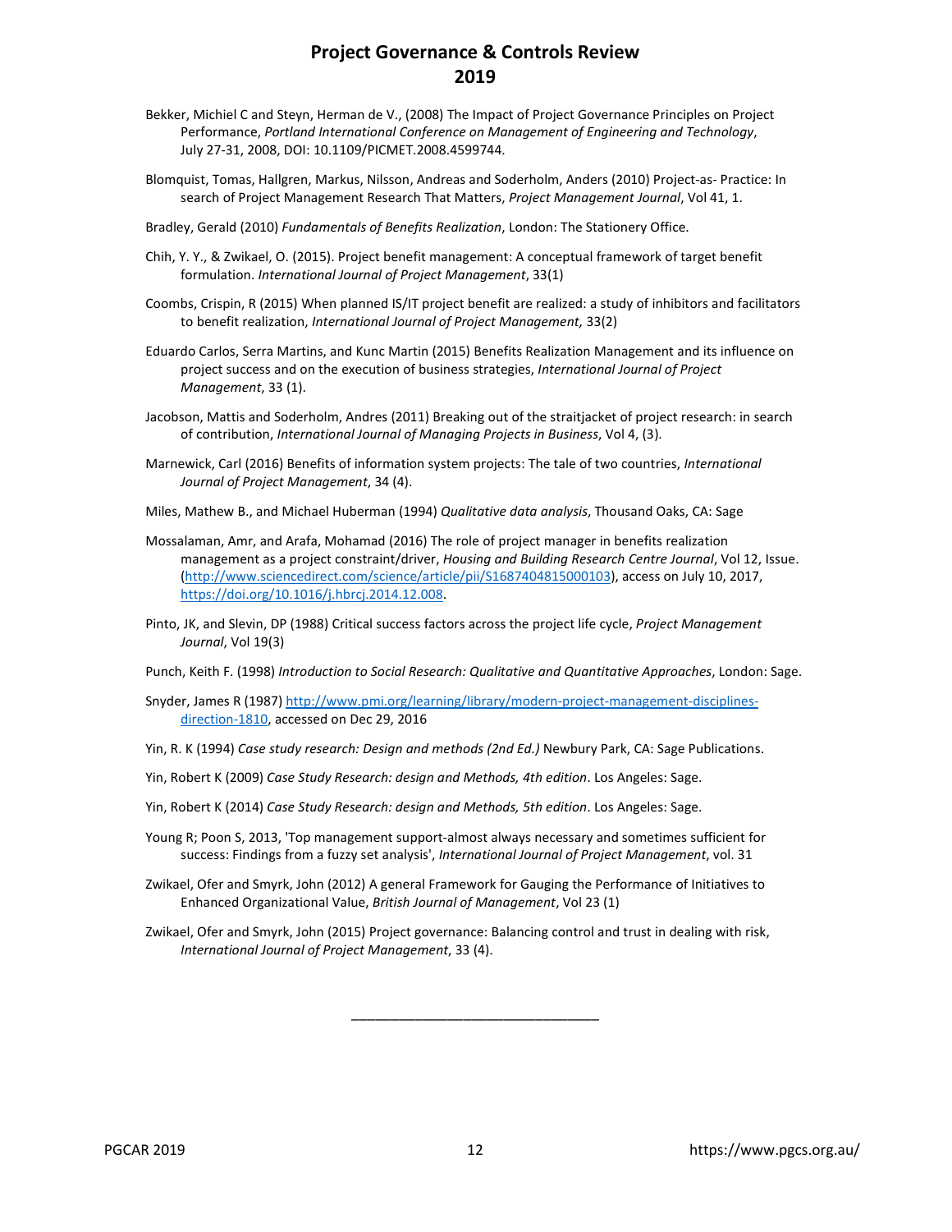Bekker, Michiel C and Steyn, Herman de V., (2008) The Impact of Project Governance Principles on Project Performance, *Portland International Conference on Management of Engineering and Technology*, July 27-31, 2008, DOI: 10.1109/PICMET.2008.4599744.

Blomquist, Tomas, Hallgren, Markus, Nilsson, Andreas and Soderholm, Anders (2010) Project-as- Practice: In search of Project Management Research That Matters, *Project Management Journal*, Vol 41, 1.

Bradley, Gerald (2010) *Fundamentals of Benefits Realization*, London: The Stationery Office.

Chih, Y. Y., & Zwikael, O. (2015). Project benefit management: A conceptual framework of target benefit formulation. *International Journal of Project Management*, 33(1)

Coombs, Crispin, R (2015) When planned IS/IT project benefit are realized: a study of inhibitors and facilitators to benefit realization, *International Journal of Project Management,* 33(2)

Eduardo Carlos, Serra Martins, and Kunc Martin (2015) Benefits Realization Management and its influence on project success and on the execution of business strategies, *International Journal of Project Management*, 33 (1).

Jacobson, Mattis and Soderholm, Andres (2011) Breaking out of the straitjacket of project research: in search of contribution, *International Journal of Managing Projects in Business*, Vol 4, (3).

Marnewick, Carl (2016) Benefits of information system projects: The tale of two countries, *International Journal of Project Management*, 34 (4).

Miles, Mathew B., and Michael Huberman (1994) *Qualitative data analysis*, Thousand Oaks, CA: Sage

Mossalaman, Amr, and Arafa, Mohamad (2016) The role of project manager in benefits realization management as a project constraint/driver, *Housing and Building Research Centre Journal*, Vol 12, Issue. (http://www.sciencedirect.com/science/article/pii/S1687404815000103), access on July 10, 2017, https://doi.org/10.1016/j.hbrcj.2014.12.008.

Pinto, JK, and Slevin, DP (1988) Critical success factors across the project life cycle, *Project Management Journal*, Vol 19(3)

Punch, Keith F. (1998) *Introduction to Social Research: Qualitative and Quantitative Approaches*, London: Sage.

Snyder, James R (1987) http://www.pmi.org/learning/library/modern-project-management-disciplines-direction-1810, accessed on Dec 29, 2016

Yin, R. K (1994) *Case study research: Design and methods (2nd Ed.)* Newbury Park, CA: Sage Publications.

Yin, Robert K (2009) *Case Study Research: design and Methods, 4th edition*. Los Angeles: Sage.

Yin, Robert K (2014) *Case Study Research: design and Methods, 5th edition*. Los Angeles: Sage.

Young R; Poon S, 2013, 'Top management support-almost always necessary and sometimes sufficient for success: Findings from a fuzzy set analysis', *International Journal of Project Management*, vol. 31

Zwikael, Ofer and Smyrk, John (2012) A general Framework for Gauging the Performance of Initiatives to Enhanced Organizational Value, *British Journal of Management*, Vol 23 (1)

Zwikael, Ofer and Smyrk, John (2015) Project governance: Balancing control and trust in dealing with risk, *International Journal of Project Management*, 33 (4).

---